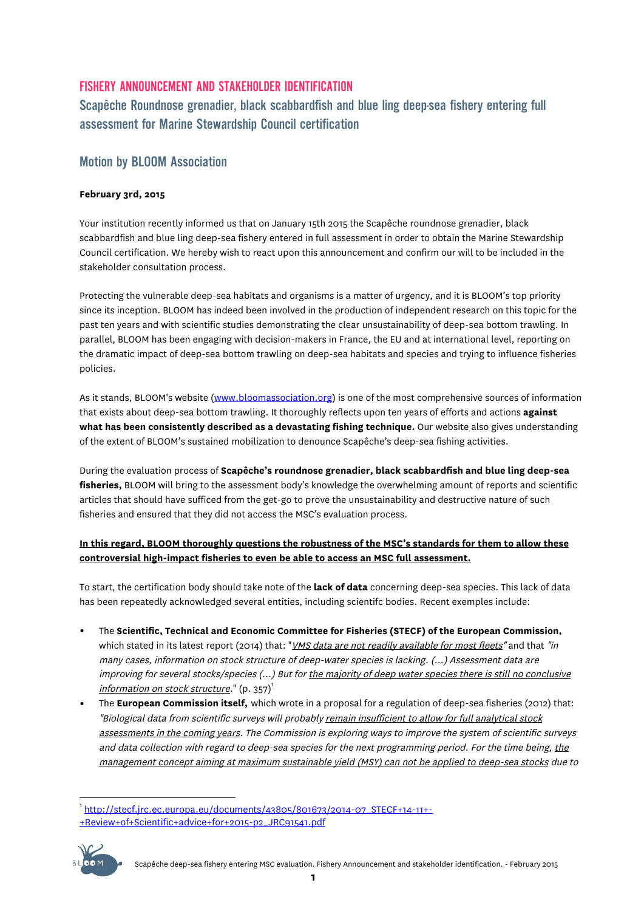# FISHERY ANNOUNCEMENT AND STAKEHOLDER IDENTIFICATION

## Scapêche Roundnose grenadier, black scabbardfish and blue ling deep-sea fishery entering full assessment for Marine Stewardship Council certification

## Motion by BLOOM Association

**February 3rd, 2015**

Your institution recently informed us that on January 15th 2015 the Scapêche roundnose grenadier, black scabbardfish and blue ling deep-sea fishery entered in full assessment in order to obtain the Marine Stewardship Council certification. We hereby wish to react upon this announcement and confirm our will to be included in the stakeholder consultation process.

Protecting the vulnerable deep-sea habitats and organisms is a matter of urgency, and it is BLOOM's top priority since its inception. BLOOM has indeed been involved in the production of independent research on this topic for the past ten years and with scientific studies demonstrating the clear unsustainability of deep-sea bottom trawling. In parallel, BLOOM has been engaging with decision-makers in France, the EU and at international level, reporting on the dramatic impact of deep-sea bottom trawling on deep-sea habitats and species and trying to influence fisheries policies.

As it stands, BLOOM's website ([www.bloomassociation.org](www.bloomassociation.org)) is one of the most comprehensive sources of information that exists about deep-sea bottom trawling. It thoroughly reflects upon ten years of efforts and actions **against what has been consistently described as a devastating fishing technique.** Our website also gives understanding of the extent of BLOOM's sustained mobilization to denounce Scapêche's deep-sea fishing activities.

During the evaluation process of **Scapêche's roundnose grenadier, black scabbardfish and blue ling deep-sea fisheries,** BLOOM will bring to the assessment body's knowledge the overwhelming amount of reports and scientific articles that should have sufficed from the get-go to prove the unsustainability and destructive nature of such fisheries and ensured that they did not access the MSC's evaluation process.

**In this regard, BLOOM thoroughly questions the robustness of the MSC's standards for them to allow these controversial high-impact fisheries to even be able to access an MSC full assessment.**

To start, the certification body should take note of the **lack of data** concerning deep-sea species. This lack of data has been repeatedly acknowledged several entities, including scientifc bodies. Recent exemples include:

- The **Scientific, Technical and Economic Committee for Fisheries (STECF) of the European Commission,** which stated in its latest report (2014) that: "*VMS data are not readily available for most fleets*" and that *"in many cases, information on stock structure of deep-water species is lacking. (...) Assessment data are improving for several stocks/species (...) But for the majority of deep water species there is still no conclusive information on stock structure*." (p. 357)[1]
- The **European Commission itself,** which wrote in a proposal for a regulation of deep-sea fisheries (2012) that: *"Biological data from scientific surveys will probably remain insufficient to allow for full analytical stock assessments in the coming years. The Commission is exploring ways to improve the system of scientific surveys and data collection with regard to deep-sea species for the next programming period. For the time being, the management concept aiming at maximum sustainable yield (MSY) can not be applied to deep-sea stocks* due to

[1] http://stecf.jrc.ec.europa.eu/documents/43805/801673/2014-07_STECF+14-11+-+Review+of+Scientific+advice+for+2015-p2_JRC91541.pdf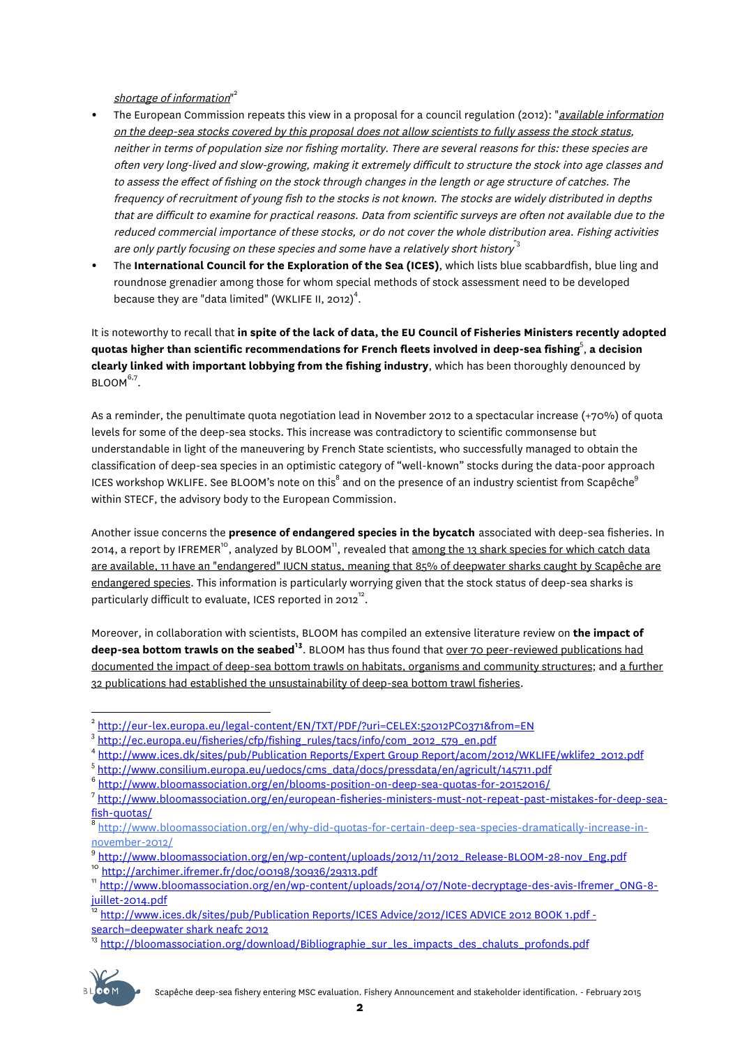*<u>shortage of information</u>*"[2]

- The European Commission repeats this view in a proposal for a council regulation (2012): "*<u>available information on the deep-sea stocks covered by this proposal does not allow scientists to fully assess the stock status,</u> neither in terms of population size nor fishing mortality. There are several reasons for this: these species are often very long-lived and slow-growing, making it extremely difficult to structure the stock into age classes and to assess the effect of fishing on the stock through changes in the length or age structure of catches. The frequency of recruitment of young fish to the stocks is not known. The stocks are widely distributed in depths that are difficult to examine for practical reasons. Data from scientific surveys are often not available due to the reduced commercial importance of these stocks, or do not cover the whole distribution area. Fishing activities are only partly focusing on these species and some have a relatively short history*"[3]
- The **International Council for the Exploration of the Sea (ICES)**, which lists blue scabbardfish, blue ling and roundnose grenadier among those for whom special methods of stock assessment need to be developed because they are "data limited" (WKLIFE II, 2012)[4].

It is noteworthy to recall that **in spite of the lack of data, the EU Council of Fisheries Ministers recently adopted quotas higher than scientific recommendations for French fleets involved in deep-sea fishing**[5], **a decision clearly linked with important lobbying from the fishing industry**, which has been thoroughly denounced by BLOOM[6,7].

As a reminder, the penultimate quota negotiation lead in November 2012 to a spectacular increase (+70%) of quota levels for some of the deep-sea stocks. This increase was contradictory to scientific commonsense but understandable in light of the maneuvering by French State scientists, who successfully managed to obtain the classification of deep-sea species in an optimistic category of "well-known" stocks during the data-poor approach ICES workshop WKLIFE. See BLOOM's note on this[8] and on the presence of an industry scientist from Scapêche[9] within STECF, the advisory body to the European Commission.

Another issue concerns the **presence of endangered species in the bycatch** associated with deep-sea fisheries. In 2014, a report by IFREMER[10], analyzed by BLOOM[11], revealed that <u>among the 13 shark species for which catch data are available, 11 have an "endangered" IUCN status, meaning that 85% of deepwater sharks caught by Scapêche are endangered species</u>. This information is particularly worrying given that the stock status of deep-sea sharks is particularly difficult to evaluate, ICES reported in 2012[12].

Moreover, in collaboration with scientists, BLOOM has compiled an extensive literature review on **the impact of deep-sea bottom trawls on the seabed**[13]. BLOOM has thus found that <u>over 70 peer-reviewed publications had documented the impact of deep-sea bottom trawls on habitats, organisms and community structures</u>; and <u>a further 32 publications had established the unsustainability of deep-sea bottom trawl fisheries</u>.

---

[2] http://eur-lex.europa.eu/legal-content/EN/TXT/PDF/?uri=CELEX:52012PC0371&from=EN

[3] http://ec.europa.eu/fisheries/cfp/fishing_rules/tacs/info/com_2012_579_en.pdf

[4] http://www.ices.dk/sites/pub/Publication Reports/Expert Group Report/acom/2012/WKLIFE/wklife2_2012.pdf

[5] http://www.consilium.europa.eu/uedocs/cms_data/docs/pressdata/en/agricult/145711.pdf

[6] http://www.bloomassociation.org/en/blooms-position-on-deep-sea-quotas-for-20152016/

[7] http://www.bloomassociation.org/en/european-fisheries-ministers-must-not-repeat-past-mistakes-for-deep-sea-fish-quotas/

[8] http://www.bloomassociation.org/en/why-did-quotas-for-certain-deep-sea-species-dramatically-increase-in-november-2012/

[9] http://www.bloomassociation.org/en/wp-content/uploads/2012/11/2012_Release-BLOOM-28-nov_Eng.pdf

[10] http://archimer.ifremer.fr/doc/00198/30936/29313.pdf

[11] http://www.bloomassociation.org/en/wp-content/uploads/2014/07/Note-decryptage-des-avis-Ifremer_ONG-8-juillet-2014.pdf

[12] http://www.ices.dk/sites/pub/Publication Reports/ICES Advice/2012/ICES ADVICE 2012 BOOK 1.pdf - search=deepwater shark neafc 2012

[13] http://bloomassociation.org/download/Bibliographie_sur_les_impacts_des_chaluts_profonds.pdf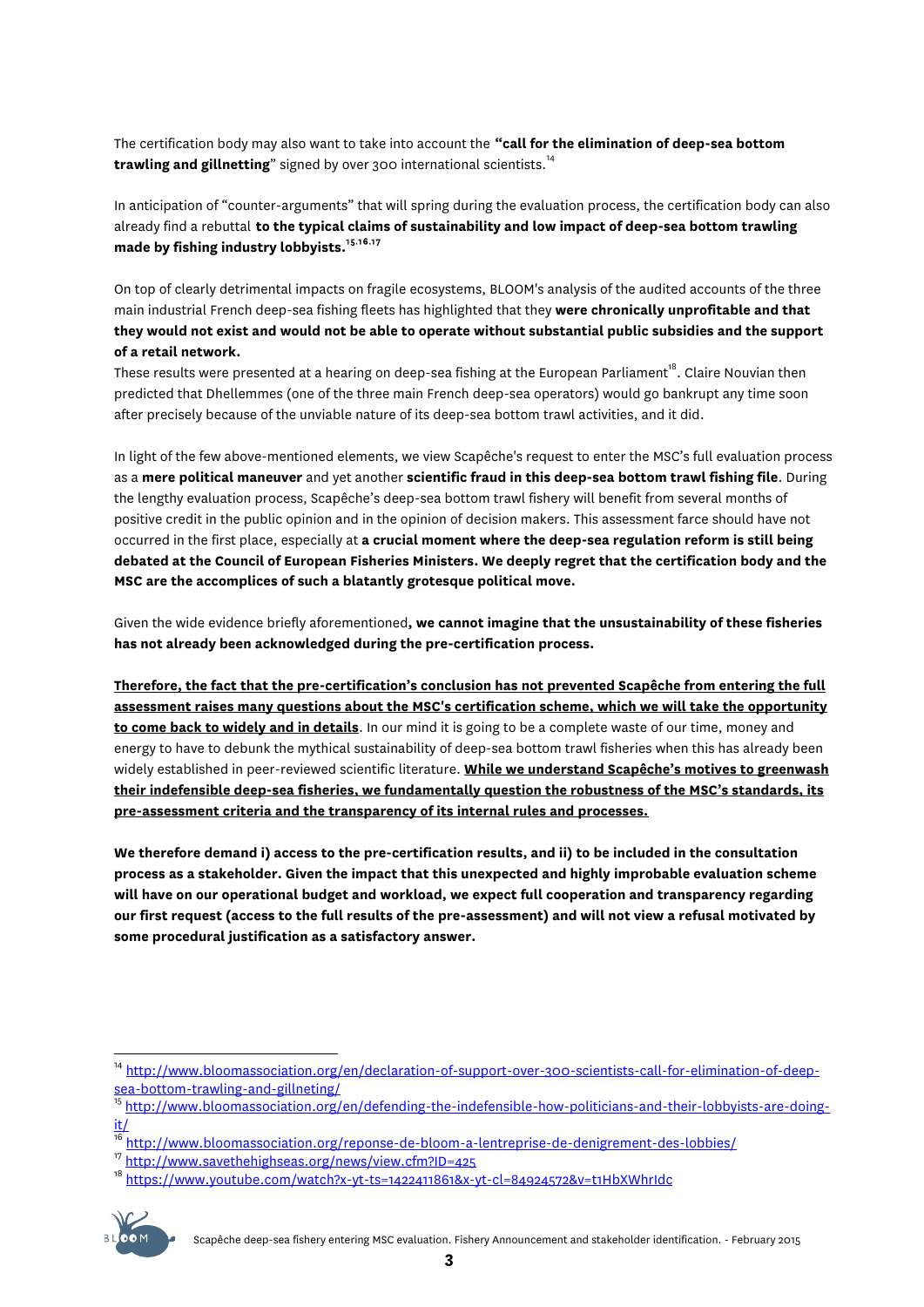The certification body may also want to take into account the **"call for the elimination of deep-sea bottom trawling and gillnetting"** signed by over 300 international scientists.[14]

In anticipation of "counter-arguments" that will spring during the evaluation process, the certification body can also already find a rebuttal **to the typical claims of sustainability and low impact of deep-sea bottom trawling made by fishing industry lobbyists.**[15,16,17]

On top of clearly detrimental impacts on fragile ecosystems, BLOOM's analysis of the audited accounts of the three main industrial French deep-sea fishing fleets has highlighted that they **were chronically unprofitable and that they would not exist and would not be able to operate without substantial public subsidies and the support of a retail network.**

These results were presented at a hearing on deep-sea fishing at the European Parliament[18]. Claire Nouvian then predicted that Dhellemmes (one of the three main French deep-sea operators) would go bankrupt any time soon after precisely because of the unviable nature of its deep-sea bottom trawl activities, and it did.

In light of the few above-mentioned elements, we view Scapêche's request to enter the MSC's full evaluation process as a **mere political maneuver** and yet another **scientific fraud in this deep-sea bottom trawl fishing file**. During the lengthy evaluation process, Scapêche's deep-sea bottom trawl fishery will benefit from several months of positive credit in the public opinion and in the opinion of decision makers. This assessment farce should have not occurred in the first place, especially at **a crucial moment where the deep-sea regulation reform is still being debated at the Council of European Fisheries Ministers. We deeply regret that the certification body and the MSC are the accomplices of such a blatantly grotesque political move.**

Given the wide evidence briefly aforementioned**, we cannot imagine that the unsustainability of these fisheries has not already been acknowledged during the pre-certification process.**

**Therefore, the fact that the pre-certification's conclusion has not prevented Scapêche from entering the full assessment raises many questions about the MSC's certification scheme, which we will take the opportunity to come back to widely and in details**. In our mind it is going to be a complete waste of our time, money and energy to have to debunk the mythical sustainability of deep-sea bottom trawl fisheries when this has already been widely established in peer-reviewed scientific literature. **While we understand Scapêche's motives to greenwash their indefensible deep-sea fisheries, we fundamentally question the robustness of the MSC's standards, its pre-assessment criteria and the transparency of its internal rules and processes.**

**We therefore demand i) access to the pre-certification results, and ii) to be included in the consultation process as a stakeholder. Given the impact that this unexpected and highly improbable evaluation scheme will have on our operational budget and workload, we expect full cooperation and transparency regarding our first request (access to the full results of the pre-assessment) and will not view a refusal motivated by some procedural justification as a satisfactory answer.**

---

[14] http://www.bloomassociation.org/en/declaration-of-support-over-300-scientists-call-for-elimination-of-deep-sea-bottom-trawling-and-gillneting/

[15] http://www.bloomassociation.org/en/defending-the-indefensible-how-politicians-and-their-lobbyists-are-doing-it/

[16] http://www.bloomassociation.org/reponse-de-bloom-a-lentreprise-de-denigrement-des-lobbies/

[17] http://www.savethehighseas.org/news/view.cfm?ID=425

[18] https://www.youtube.com/watch?x-yt-ts=1422411861&x-yt-cl=84924572&v=t1HbXWhrIdc